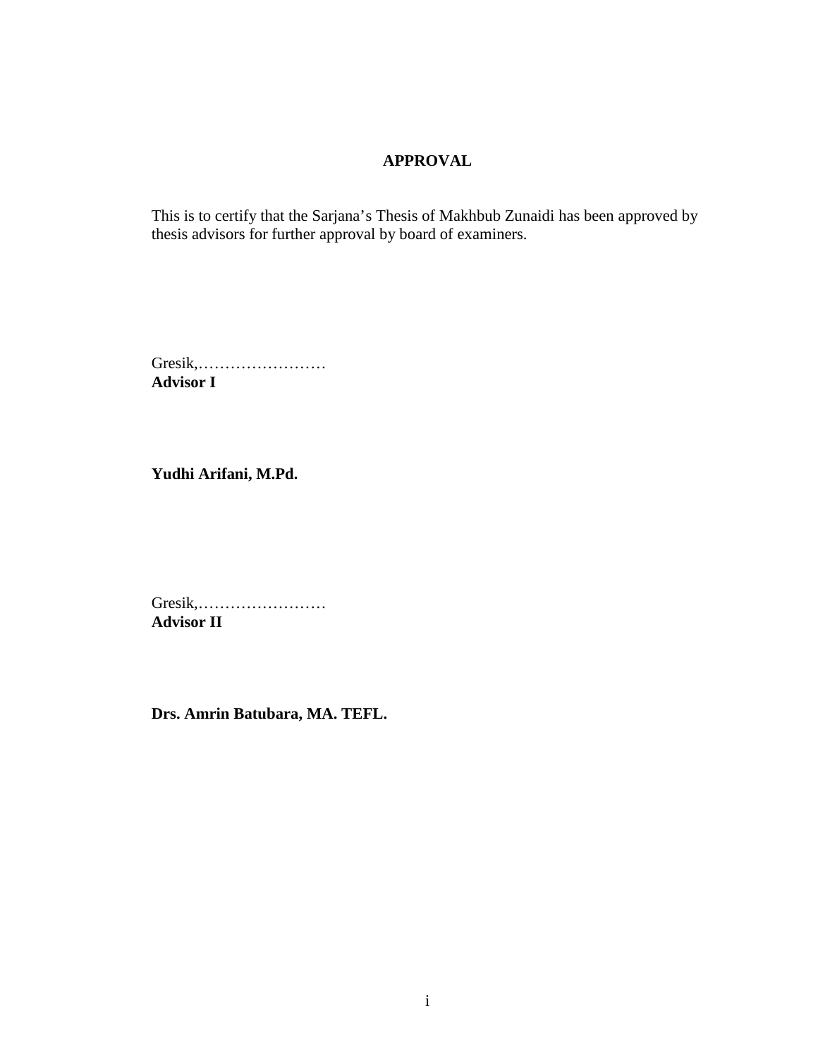# APPROVAL

This is to certify that the Sarjana's Thesis of Makhbub Zunaidi has been approved by thesis advisors for further approval by board of examiners.

Gresik,……………………
**Advisor I**

**Yudhi Arifani, M.Pd.**

Gresik,……………………
**Advisor II**

**Drs. Amrin Batubara, MA. TEFL.**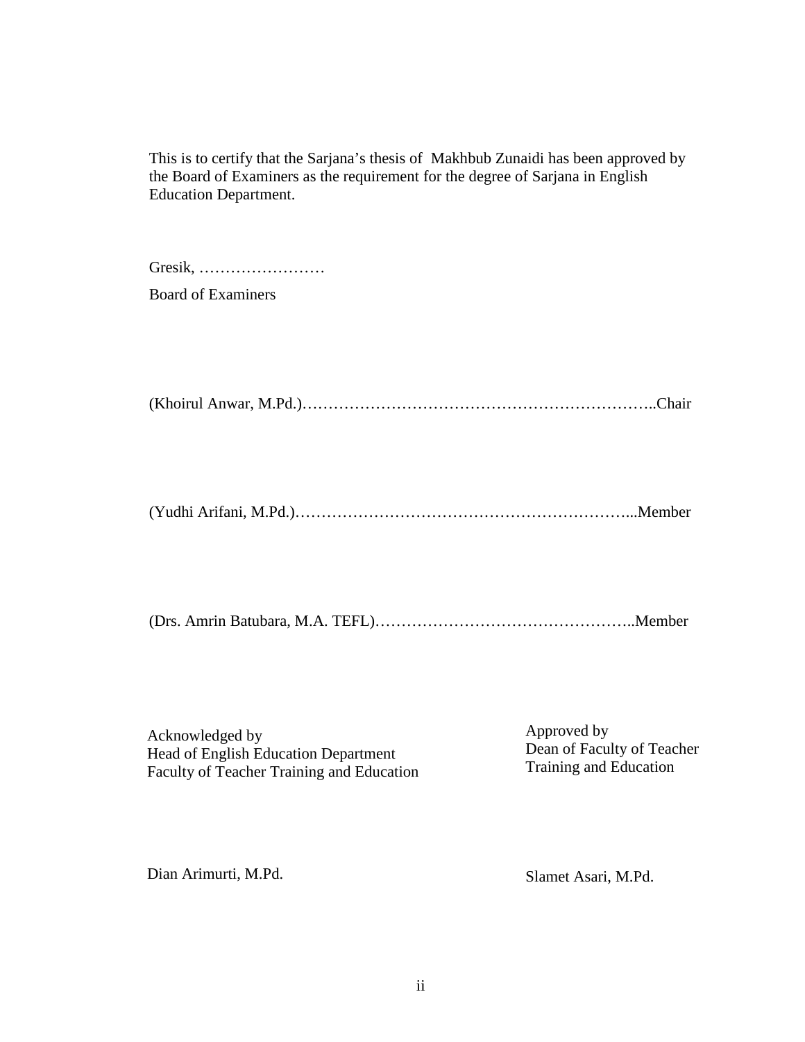This is to certify that the Sarjana's thesis of Makhbub Zunaidi has been approved by the Board of Examiners as the requirement for the degree of Sarjana in English Education Department.

Gresik, ……………………

Board of Examiners

(Khoirul Anwar, M.Pd.)…………………………………………………………..Chair

(Yudhi Arifani, M.Pd.)…………………………………………………………...Member

(Drs. Amrin Batubara, M.A. TEFL)…………………………………………..Member

Acknowledged by
Head of English Education Department
Faculty of Teacher Training and Education

Dian Arimurti, M.Pd.

Approved by
Dean of Faculty of Teacher Training and Education

Slamet Asari, M.Pd.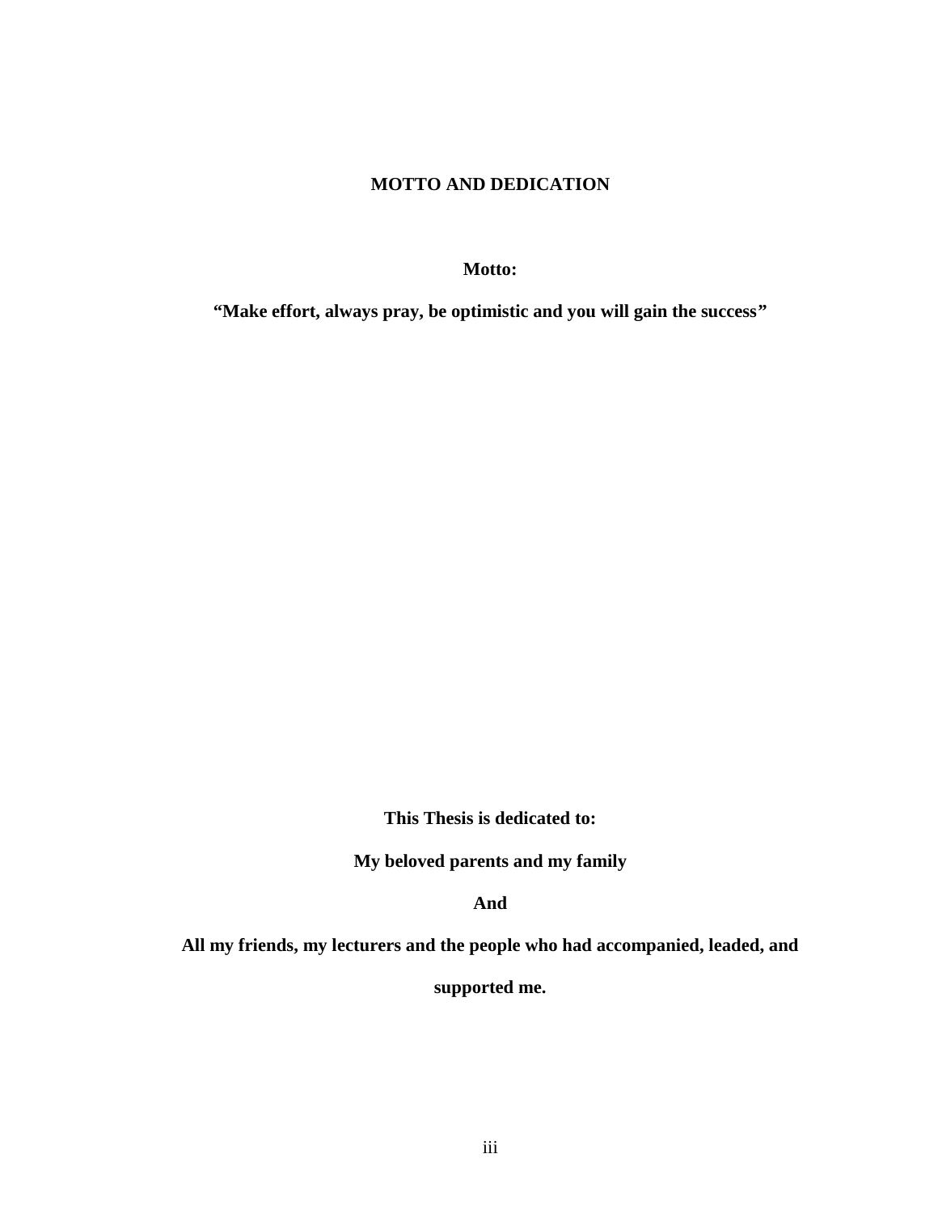# MOTTO AND DEDICATION

**Motto:**

**"Make effort, always pray, be optimistic and you will gain the success"**

**This Thesis is dedicated to:**

**My beloved parents and my family**

**And**

**All my friends, my lecturers and the people who had accompanied, leaded, and supported me.**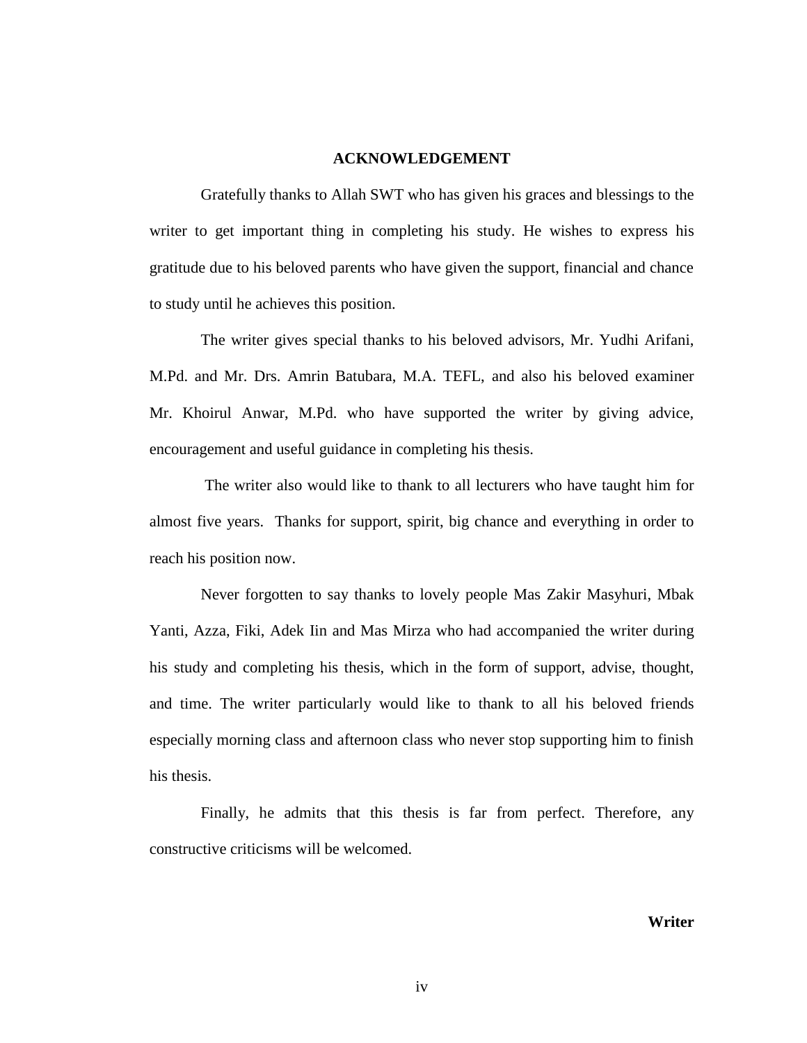# ACKNOWLEDGEMENT

Gratefully thanks to Allah SWT who has given his graces and blessings to the writer to get important thing in completing his study. He wishes to express his gratitude due to his beloved parents who have given the support, financial and chance to study until he achieves this position.

The writer gives special thanks to his beloved advisors, Mr. Yudhi Arifani, M.Pd. and Mr. Drs. Amrin Batubara, M.A. TEFL, and also his beloved examiner Mr. Khoirul Anwar, M.Pd. who have supported the writer by giving advice, encouragement and useful guidance in completing his thesis.

The writer also would like to thank to all lecturers who have taught him for almost five years. Thanks for support, spirit, big chance and everything in order to reach his position now.

Never forgotten to say thanks to lovely people Mas Zakir Masyhuri, Mbak Yanti, Azza, Fiki, Adek Iin and Mas Mirza who had accompanied the writer during his study and completing his thesis, which in the form of support, advise, thought, and time. The writer particularly would like to thank to all his beloved friends especially morning class and afternoon class who never stop supporting him to finish his thesis.

Finally, he admits that this thesis is far from perfect. Therefore, any constructive criticisms will be welcomed.

**Writer**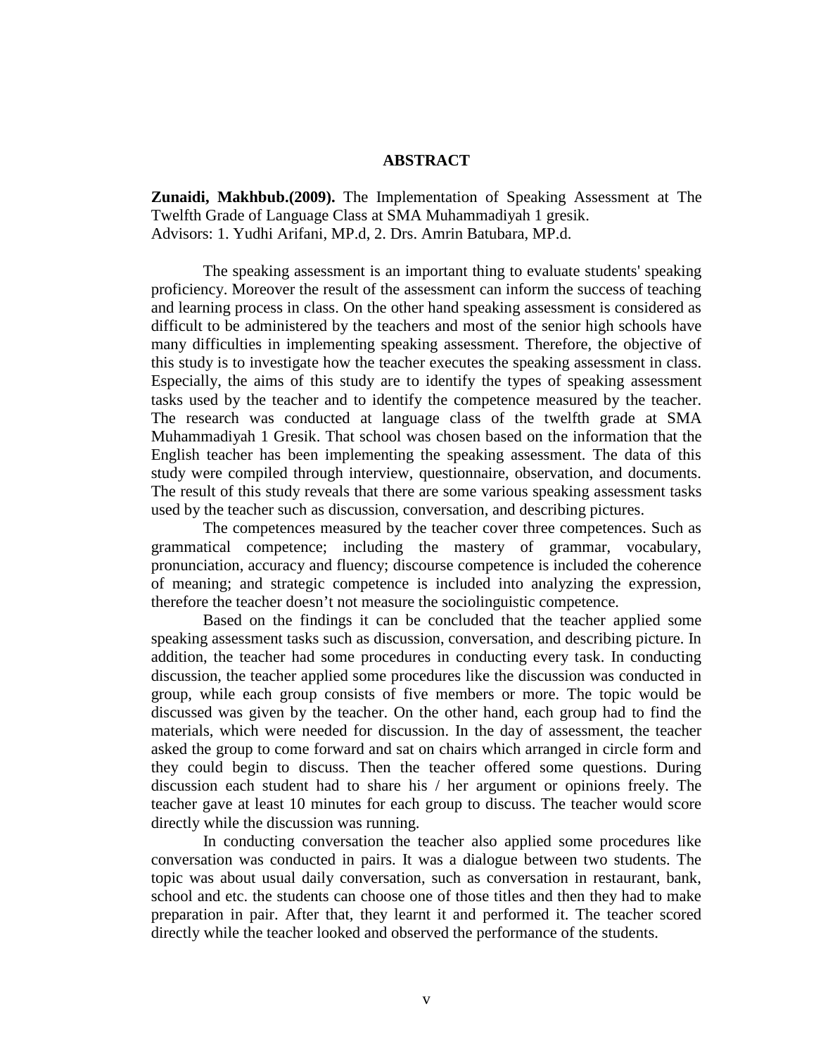# ABSTRACT

**Zunaidi, Makhbub.(2009).** The Implementation of Speaking Assessment at The Twelfth Grade of Language Class at SMA Muhammadiyah 1 gresik.
Advisors: 1. Yudhi Arifani, MP.d, 2. Drs. Amrin Batubara, MP.d.

The speaking assessment is an important thing to evaluate students' speaking proficiency. Moreover the result of the assessment can inform the success of teaching and learning process in class. On the other hand speaking assessment is considered as difficult to be administered by the teachers and most of the senior high schools have many difficulties in implementing speaking assessment. Therefore, the objective of this study is to investigate how the teacher executes the speaking assessment in class. Especially, the aims of this study are to identify the types of speaking assessment tasks used by the teacher and to identify the competence measured by the teacher. The research was conducted at language class of the twelfth grade at SMA Muhammadiyah 1 Gresik. That school was chosen based on the information that the English teacher has been implementing the speaking assessment. The data of this study were compiled through interview, questionnaire, observation, and documents. The result of this study reveals that there are some various speaking assessment tasks used by the teacher such as discussion, conversation, and describing pictures.

The competences measured by the teacher cover three competences. Such as grammatical competence; including the mastery of grammar, vocabulary, pronunciation, accuracy and fluency; discourse competence is included the coherence of meaning; and strategic competence is included into analyzing the expression, therefore the teacher doesn't not measure the sociolinguistic competence.

Based on the findings it can be concluded that the teacher applied some speaking assessment tasks such as discussion, conversation, and describing picture. In addition, the teacher had some procedures in conducting every task. In conducting discussion, the teacher applied some procedures like the discussion was conducted in group, while each group consists of five members or more. The topic would be discussed was given by the teacher. On the other hand, each group had to find the materials, which were needed for discussion. In the day of assessment, the teacher asked the group to come forward and sat on chairs which arranged in circle form and they could begin to discuss. Then the teacher offered some questions. During discussion each student had to share his / her argument or opinions freely. The teacher gave at least 10 minutes for each group to discuss. The teacher would score directly while the discussion was running.

In conducting conversation the teacher also applied some procedures like conversation was conducted in pairs. It was a dialogue between two students. The topic was about usual daily conversation, such as conversation in restaurant, bank, school and etc. the students can choose one of those titles and then they had to make preparation in pair. After that, they learnt it and performed it. The teacher scored directly while the teacher looked and observed the performance of the students.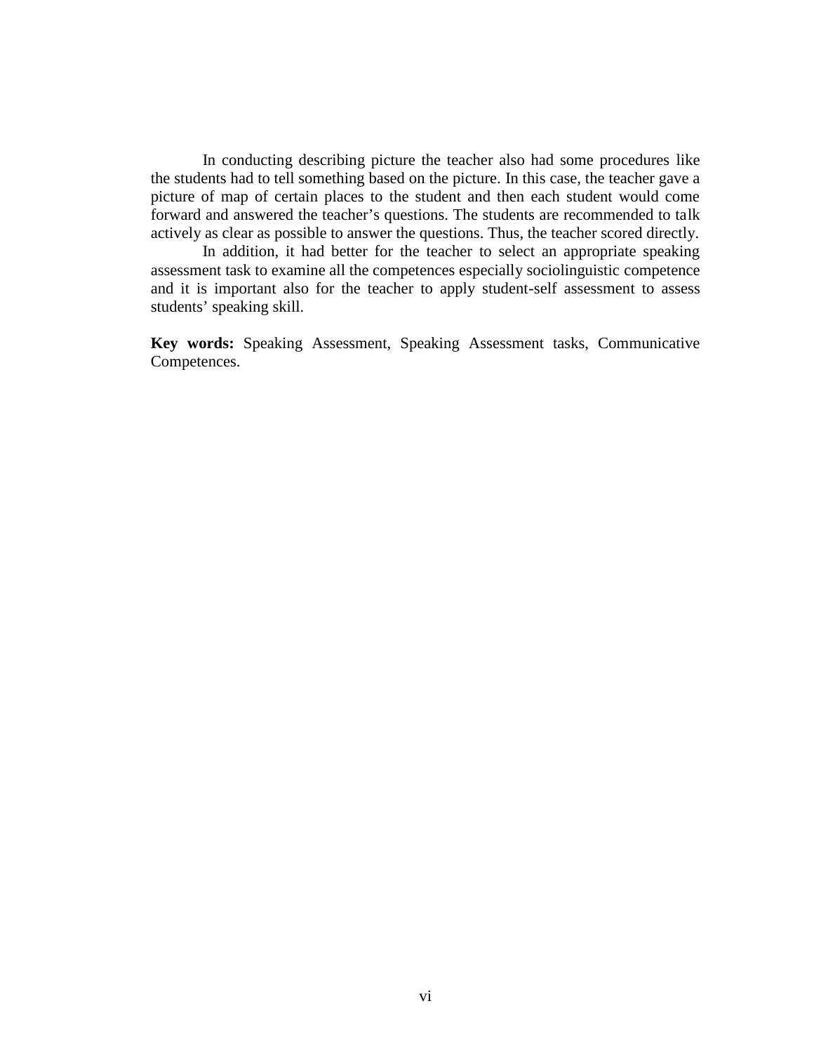In conducting describing picture the teacher also had some procedures like the students had to tell something based on the picture. In this case, the teacher gave a picture of map of certain places to the student and then each student would come forward and answered the teacher's questions. The students are recommended to talk actively as clear as possible to answer the questions. Thus, the teacher scored directly.

In addition, it had better for the teacher to select an appropriate speaking assessment task to examine all the competences especially sociolinguistic competence and it is important also for the teacher to apply student-self assessment to assess students' speaking skill.

**Key words:** Speaking Assessment, Speaking Assessment tasks, Communicative Competences.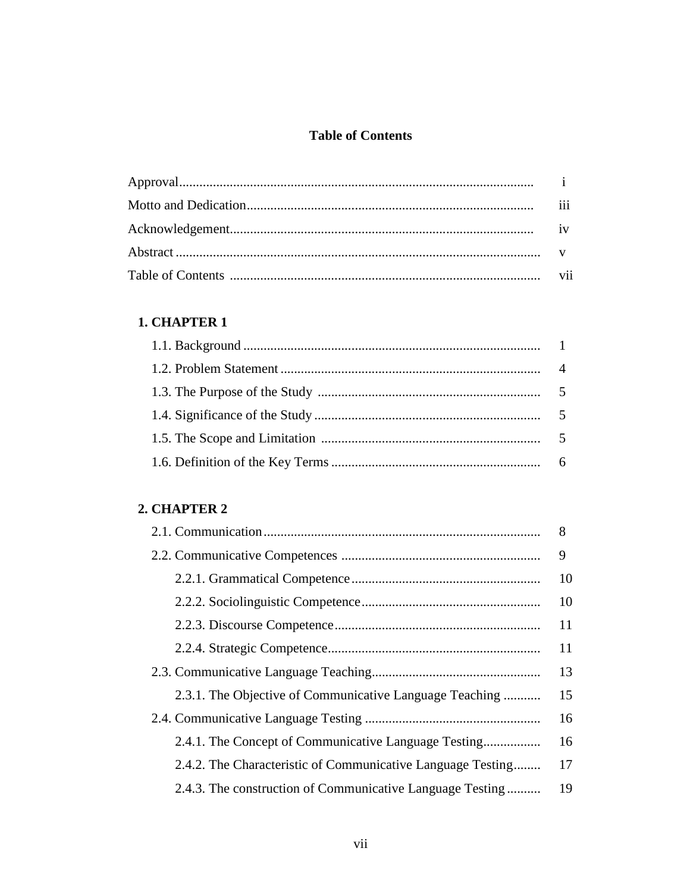# Table of Contents

| | |
|---|---|
| Approval | i |
| Motto and Dedication | iii |
| Acknowledgement | iv |
| Abstract | v |
| Table of Contents | vii |

**1. CHAPTER 1**

| | |
|---|---|
| 1.1. Background | 1 |
| 1.2. Problem Statement | 4 |
| 1.3. The Purpose of the Study | 5 |
| 1.4. Significance of the Study | 5 |
| 1.5. The Scope and Limitation | 5 |
| 1.6. Definition of the Key Terms | 6 |

**2. CHAPTER 2**

| | |
|---|---|
| 2.1. Communication | 8 |
| 2.2. Communicative Competences | 9 |
| 2.2.1. Grammatical Competence | 10 |
| 2.2.2. Sociolinguistic Competence | 10 |
| 2.2.3. Discourse Competence | 11 |
| 2.2.4. Strategic Competence | 11 |
| 2.3. Communicative Language Teaching | 13 |
| 2.3.1. The Objective of Communicative Language Teaching | 15 |
| 2.4. Communicative Language Testing | 16 |
| 2.4.1. The Concept of Communicative Language Testing | 16 |
| 2.4.2. The Characteristic of Communicative Language Testing | 17 |
| 2.4.3. The construction of Communicative Language Testing | 19 |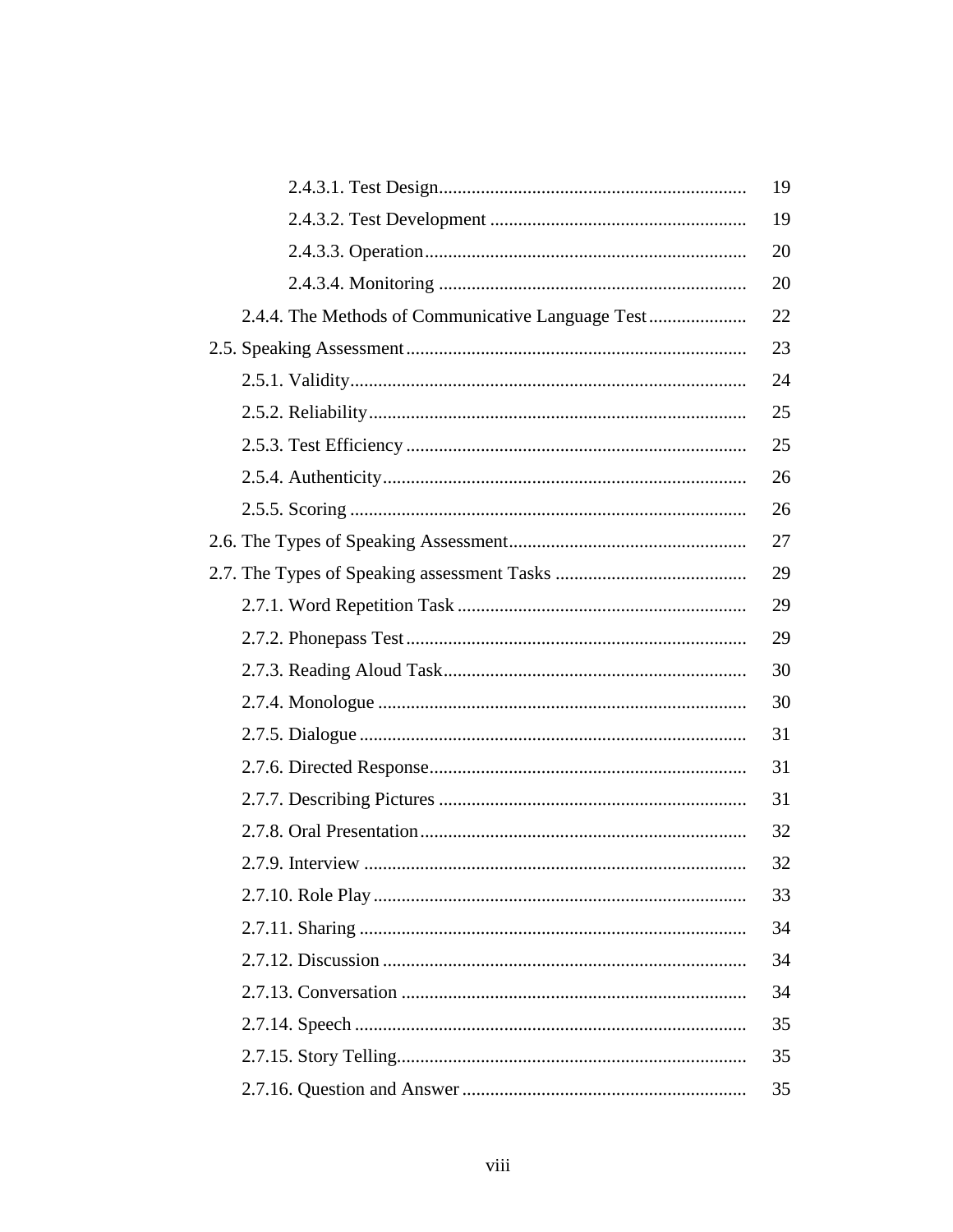2.4.3.1. Test Design .................................................................. 19

2.4.3.2. Test Development ....................................................... 19

2.4.3.3. Operation ..................................................................... 20

2.4.3.4. Monitoring .................................................................. 20

2.4.4. The Methods of Communicative Language Test ..................... 22

2.5. Speaking Assessment ......................................................................... 23

2.5.1. Validity ..................................................................................... 24

2.5.2. Reliability ................................................................................. 25

2.5.3. Test Efficiency ......................................................................... 25

2.5.4. Authenticity .............................................................................. 26

2.5.5. Scoring ..................................................................................... 26

2.6. The Types of Speaking Assessment ................................................... 27

2.7. The Types of Speaking assessment Tasks ......................................... 29

2.7.1. Word Repetition Task .............................................................. 29

2.7.2. Phonepass Test ......................................................................... 29

2.7.3. Reading Aloud Task ................................................................. 30

2.7.4. Monologue ............................................................................... 30

2.7.5. Dialogue ................................................................................... 31

2.7.6. Directed Response .................................................................... 31

2.7.7. Describing Pictures .................................................................. 31

2.7.8. Oral Presentation ...................................................................... 32

2.7.9. Interview .................................................................................. 32

2.7.10. Role Play ................................................................................ 33

2.7.11. Sharing ................................................................................... 34

2.7.12. Discussion .............................................................................. 34

2.7.13. Conversation .......................................................................... 34

2.7.14. Speech .................................................................................... 35

2.7.15. Story Telling ........................................................................... 35

2.7.16. Question and Answer ............................................................. 35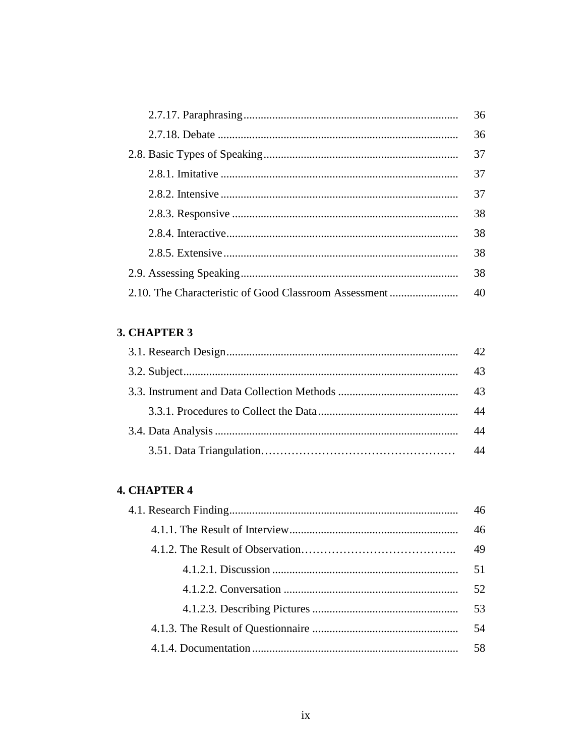2.7.17. Paraphrasing .......................................................................... 36

2.7.18. Debate .................................................................................. 36

2.8. Basic Types of Speaking ..................................................................... 37

2.8.1. Imitative .................................................................................. 37

2.8.2. Intensive .................................................................................. 37

2.8.3. Responsive .............................................................................. 38

2.8.4. Interactive ................................................................................ 38

2.8.5. Extensive ................................................................................. 38

2.9. Assessing Speaking ........................................................................... 38

2.10. The Characteristic of Good Classroom Assessment ........................ 40

**3. CHAPTER 3**

3.1. Research Design ................................................................................ 42

3.2. Subject ............................................................................................... 43

3.3. Instrument and Data Collection Methods .......................................... 43

3.3.1. Procedures to Collect the Data ................................................ 44

3.4. Data Analysis .................................................................................... 44

3.51. Data Triangulation…………………………………………… 44

**4. CHAPTER 4**

4.1. Research Finding ............................................................................... 46

4.1.1. The Result of Interview .......................................................... 46

4.1.2. The Result of Observation………………………………….. 49

4.1.2.1. Discussion ................................................................ 51

4.1.2.2. Conversation ............................................................ 52

4.1.2.3. Describing Pictures .................................................. 53

4.1.3. The Result of Questionnaire .................................................. 54

4.1.4. Documentation ....................................................................... 58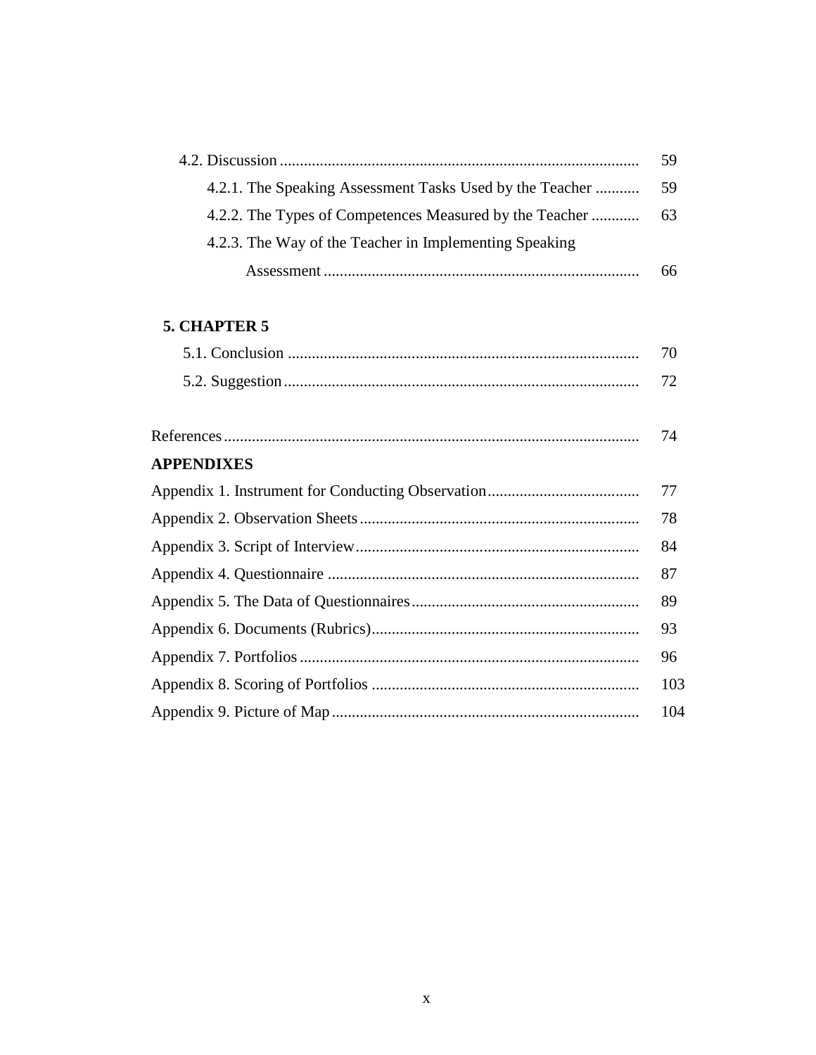4.2. Discussion ........................................................................................ 59

4.2.1. The Speaking Assessment Tasks Used by the Teacher ........... 59

4.2.2. The Types of Competences Measured by the Teacher ............ 63

4.2.3. The Way of the Teacher in Implementing Speaking Assessment .............................................................................. 66

**5. CHAPTER 5**

5.1. Conclusion ....................................................................................... 70

5.2. Suggestion ........................................................................................ 72

References ...................................................................................................... 74

**APPENDIXES**

Appendix 1. Instrument for Conducting Observation ...................................... 77

Appendix 2. Observation Sheets ...................................................................... 78

Appendix 3. Script of Interview ....................................................................... 84

Appendix 4. Questionnaire .............................................................................. 87

Appendix 5. The Data of Questionnaires ......................................................... 89

Appendix 6. Documents (Rubrics) ................................................................... 93

Appendix 7. Portfolios ..................................................................................... 96

Appendix 8. Scoring of Portfolios ................................................................... 103

Appendix 9. Picture of Map ............................................................................. 104